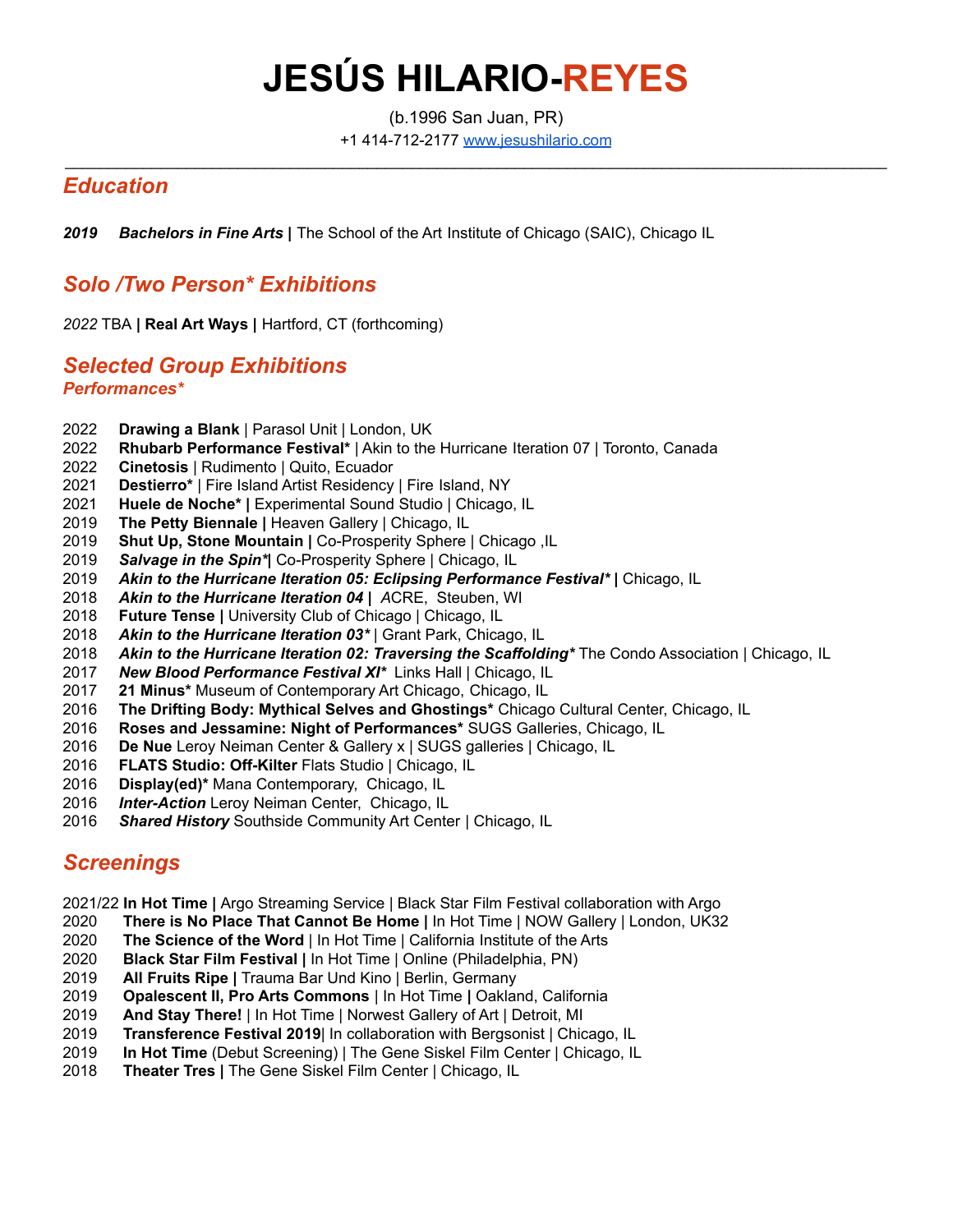# JESÚS HILARIO-REYES

(b.1996 San Juan, PR)
+1 414-712-2177 [www.jesushilario.com](http://www.jesushilario.com)

---

## *Education*

***2019*** ***Bachelors in Fine Arts* |** The School of the Art Institute of Chicago (SAIC), Chicago IL

## *Solo /Two Person* Exhibitions*

*2022* TBA **| Real Art Ways |** Hartford, CT (forthcoming)

## *Selected Group Exhibitions*

### *Performances**

2022 **Drawing a Blank** | Parasol Unit | London, UK
2022 **Rhubarb Performance Festival*** | Akin to the Hurricane Iteration 07 | Toronto, Canada
2022 **Cinetosis** | Rudimento | Quito, Ecuador
2021 **Destierro*** | Fire Island Artist Residency | Fire Island, NY
2021 **Huele de Noche* |** Experimental Sound Studio | Chicago, IL
2019 **The Petty Biennale |** Heaven Gallery | Chicago, IL
2019 **Shut Up, Stone Mountain |** Co-Prosperity Sphere | Chicago ,IL
2019 ***Salvage in the Spin**|** Co-Prosperity Sphere | Chicago, IL
2019 ***Akin to the Hurricane Iteration 05: Eclipsing Performance Festival** |** Chicago, IL
2018 ***Akin to the Hurricane Iteration 04* |** *A*CRE, Steuben, WI
2018 **Future Tense |** University Club of Chicago | Chicago, IL
2018 ***Akin to the Hurricane Iteration 03**** | Grant Park, Chicago, IL
2018 ***Akin to the Hurricane Iteration 02: Traversing the Scaffolding**** The Condo Association | Chicago, IL
2017 ***New Blood Performance Festival XI**** Links Hall | Chicago, IL
2017 **21 Minus*** Museum of Contemporary Art Chicago, Chicago, IL
2016 **The Drifting Body: Mythical Selves and Ghostings*** Chicago Cultural Center, Chicago, IL
2016 **Roses and Jessamine: Night of Performances*** SUGS Galleries, Chicago, IL
2016 **De Nue** Leroy Neiman Center & Gallery x | SUGS galleries | Chicago, IL
2016 **FLATS Studio: Off-Kilter** Flats Studio | Chicago, IL
2016 **Display(ed)*** Mana Contemporary, Chicago, IL
2016 ***Inter-Action*** Leroy Neiman Center, Chicago, IL
2016 ***Shared History*** Southside Community Art Center | Chicago, IL

## *Screenings*

2021/22 **In Hot Time |** Argo Streaming Service | Black Star Film Festival collaboration with Argo
2020 **There is No Place That Cannot Be Home |** In Hot Time | NOW Gallery | London, UK32
2020 **The Science of the Word** | In Hot Time | California Institute of the Arts
2020 **Black Star Film Festival |** In Hot Time | Online (Philadelphia, PN)
2019 **All Fruits Ripe |** Trauma Bar Und Kino | Berlin, Germany
2019 **Opalescent II, Pro Arts Commons** | In Hot Time **|** Oakland, California
2019 **And Stay There!** | In Hot Time | Norwest Gallery of Art | Detroit, MI
2019 **Transference Festival 2019**| In collaboration with Bergsonist | Chicago, IL
2019 **In Hot Time** (Debut Screening) | The Gene Siskel Film Center | Chicago, IL
2018 **Theater Tres |** The Gene Siskel Film Center | Chicago, IL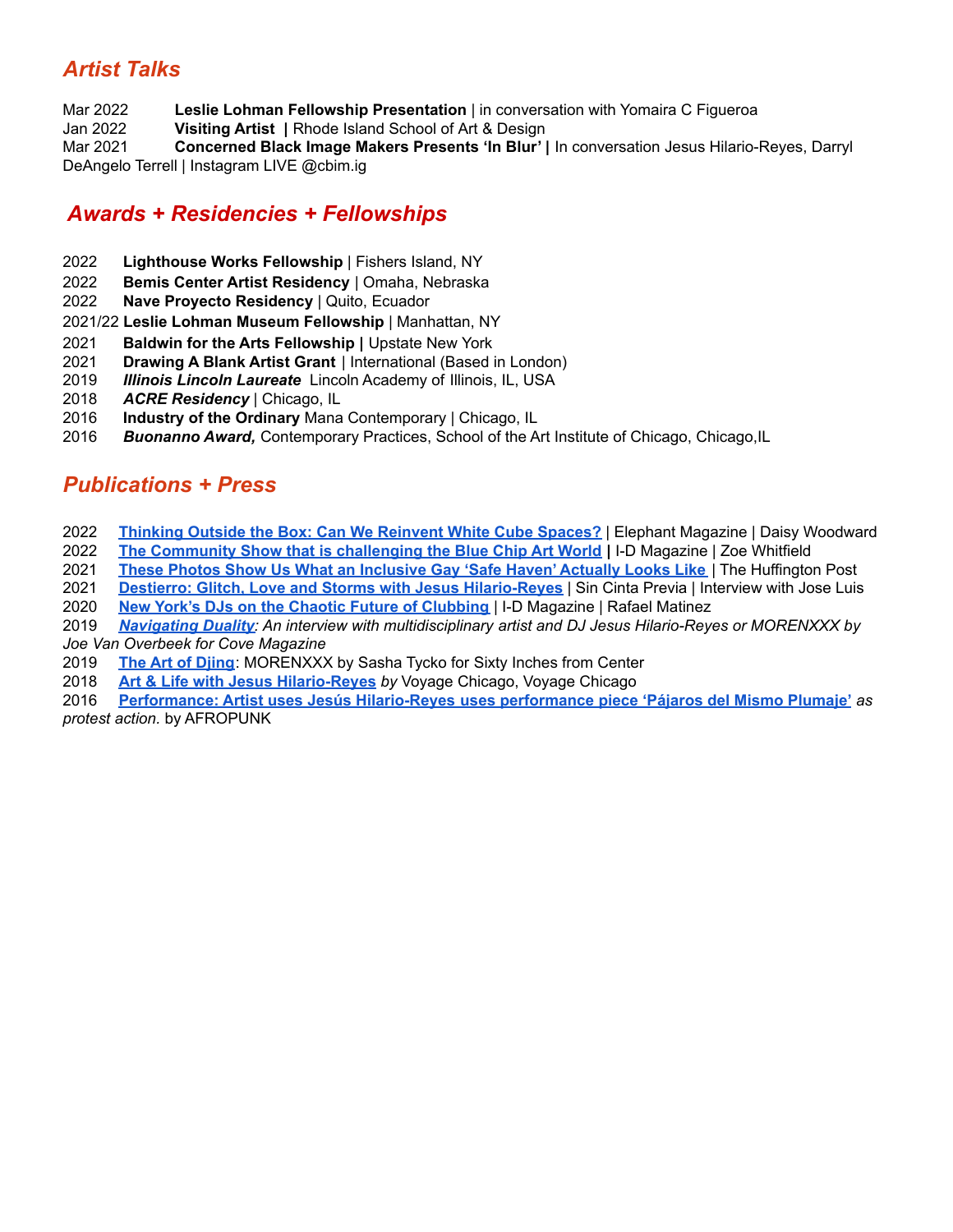## *Artist Talks*

Mar 2022 **Leslie Lohman Fellowship Presentation** | in conversation with Yomaira C Figueroa
Jan 2022 **Visiting Artist |** Rhode Island School of Art & Design
Mar 2021 **Concerned Black Image Makers Presents 'In Blur' |** In conversation Jesus Hilario-Reyes, Darryl DeAngelo Terrell | Instagram LIVE @cbim.ig

## *Awards + Residencies + Fellowships*

2022 **Lighthouse Works Fellowship** | Fishers Island, NY
2022 **Bemis Center Artist Residency** | Omaha, Nebraska
2022 **Nave Proyecto Residency** | Quito, Ecuador
2021/22 **Leslie Lohman Museum Fellowship** | Manhattan, NY
2021 **Baldwin for the Arts Fellowship |** Upstate New York
2021 **Drawing A Blank Artist Grant** | International (Based in London)
2019 ***Illinois Lincoln Laureate*** Lincoln Academy of Illinois, IL, USA
2018 ***ACRE Residency*** | Chicago, IL
2016 **Industry of the Ordinary** Mana Contemporary | Chicago, IL
2016 ***Buonanno Award,*** Contemporary Practices, School of the Art Institute of Chicago, Chicago,IL

## *Publications + Press*

2022 **Thinking Outside the Box: Can We Reinvent White Cube Spaces?** | Elephant Magazine | Daisy Woodward
2022 **The Community Show that is challenging the Blue Chip Art World |** I-D Magazine | Zoe Whitfield
2021 **These Photos Show Us What an Inclusive Gay 'Safe Haven' Actually Looks Like** | The Huffington Post
2021 **Destierro: Glitch, Love and Storms with Jesus Hilario-Reyes** | Sin Cinta Previa | Interview with Jose Luis
2020 **New York's DJs on the Chaotic Future of Clubbing** | I-D Magazine | Rafael Matinez
2019 ***Navigating Duality****: An interview with multidisciplinary artist and DJ Jesus Hilario-Reyes or MORENXXX by Joe Van Overbeek for Cove Magazine*
2019 **The Art of Djing**: MORENXXX by Sasha Tycko for Sixty Inches from Center
2018 **Art & Life with Jesus Hilario-Reyes** *by* Voyage Chicago, Voyage Chicago
2016 **Performance: Artist uses Jesús Hilario-Reyes uses performance piece 'Pájaros del Mismo Plumaje'** *as protest action.* by AFROPUNK